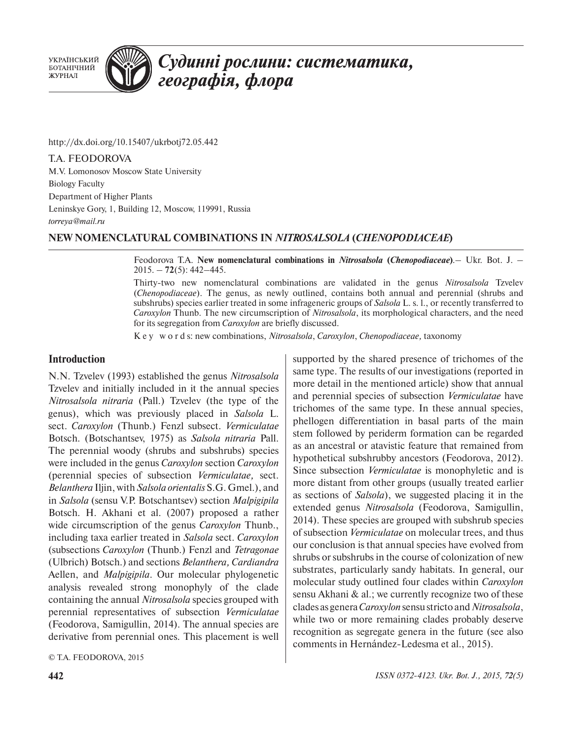http://dx.doi.org/10.15407/ukrbotj72.05.442

T.A. FEODOROVA

M.V. Lomonosov Moscow State University
Biology Faculty
Department of Higher Plants
Leninskye Gory, 1, Building 12, Moscow, 119991, Russia
*torreya@mail.ru*

# NEW NOMENCLATURAL COMBINATIONS IN *NITROSALSOLA* (*CHENOPODIACEAE*)

Feodorova T.A. **New nomenclatural combinations in *Nitrosalsola* (*Chenopodiaceae*)**.– Ukr. Bot. J. – 2015. – **72**(5): 442–445.

Thirty-two new nomenclatural combinations are validated in the genus *Nitrosalsola* Tzvelev (*Chenopodiaceae*). The genus, as newly outlined, contains both annual and perennial (shrubs and subshrubs) species earlier treated in some infrageneric groups of *Salsola* L. s. l., or recently transferred to *Caroxylon* Thunb. The new circumscription of *Nitrosalsola*, its morphological characters, and the need for its segregation from *Caroxylon* are briefly discussed.

Key words: new combinations, *Nitrosalsola*, *Caroxylon*, *Chenopodiaceae,* taxonomy

## Introduction

N.N. Tzvelev (1993) established the genus *Nitrosalsola* Tzvelev and initially included in it the annual species *Nitrosalsola nitraria* (Pall.) Tzvelev (the type of the genus), which was previously placed in *Salsola* L. sect. *Caroxylon* (Thunb.) Fenzl subsect. *Vermiculatae* Botsch. (Botschantsev, 1975) as *Salsola nitraria* Pall. The perennial woody (shrubs and subshrubs) species were included in the genus *Caroxylon* section *Caroxylon* (perennial species of subsection *Vermiculatae,* sect. *Belanthera* Iljin, with *Salsola orientalis* S.G. Gmel.), and in *Salsola* (sensu V.P. Botschantsev) section *Malpigipila* Botsch. H. Akhani et al. (2007) proposed a rather wide circumscription of the genus *Caroxylon* Thunb., including taxa earlier treated in *Salsola* sect. *Caroxylon* (subsections *Caroxylon* (Thunb.) Fenzl and *Tetragonae* (Ulbrich) Botsch.) and sections *Belanthera, Cardiandra* Aellen, and *Malpigipila*. Our molecular phylogenetic analysis revealed strong monophyly of the clade containing the annual *Nitrosalsola* species grouped with perennial representatives of subsection *Vermiculatae* (Feodorova, Samigullin, 2014). The annual species are derivative from perennial ones. This placement is well supported by the shared presence of trichomes of the same type. The results of our investigations (reported in more detail in the mentioned article) show that annual and perennial species of subsection *Vermiculatae* have trichomes of the same type. In these annual species, phellogen differentiation in basal parts of the main stem followed by periderm formation can be regarded as an ancestral or atavistic feature that remained from hypothetical subshrubby ancestors (Feodorova, 2012). Since subsection *Vermiculatae* is monophyletic and is more distant from other groups (usually treated earlier as sections of *Salsola*), we suggested placing it in the extended genus *Nitrosalsola* (Feodorova, Samigullin, 2014). These species are grouped with subshrub species of subsection *Vermiculatae* on molecular trees, and thus our conclusion is that annual species have evolved from shrubs or subshrubs in the course of colonization of new substrates, particularly sandy habitats. In general, our molecular study outlined four clades within *Caroxylon* sensu Akhani & al.; we currently recognize two of these clades as genera *Caroxylon* sensu stricto and *Nitrosalsola*, while two or more remaining clades probably deserve recognition as segregate genera in the future (see also comments in Hernández-Ledesma et al., 2015).

© T.A. FEODOROVA, 2015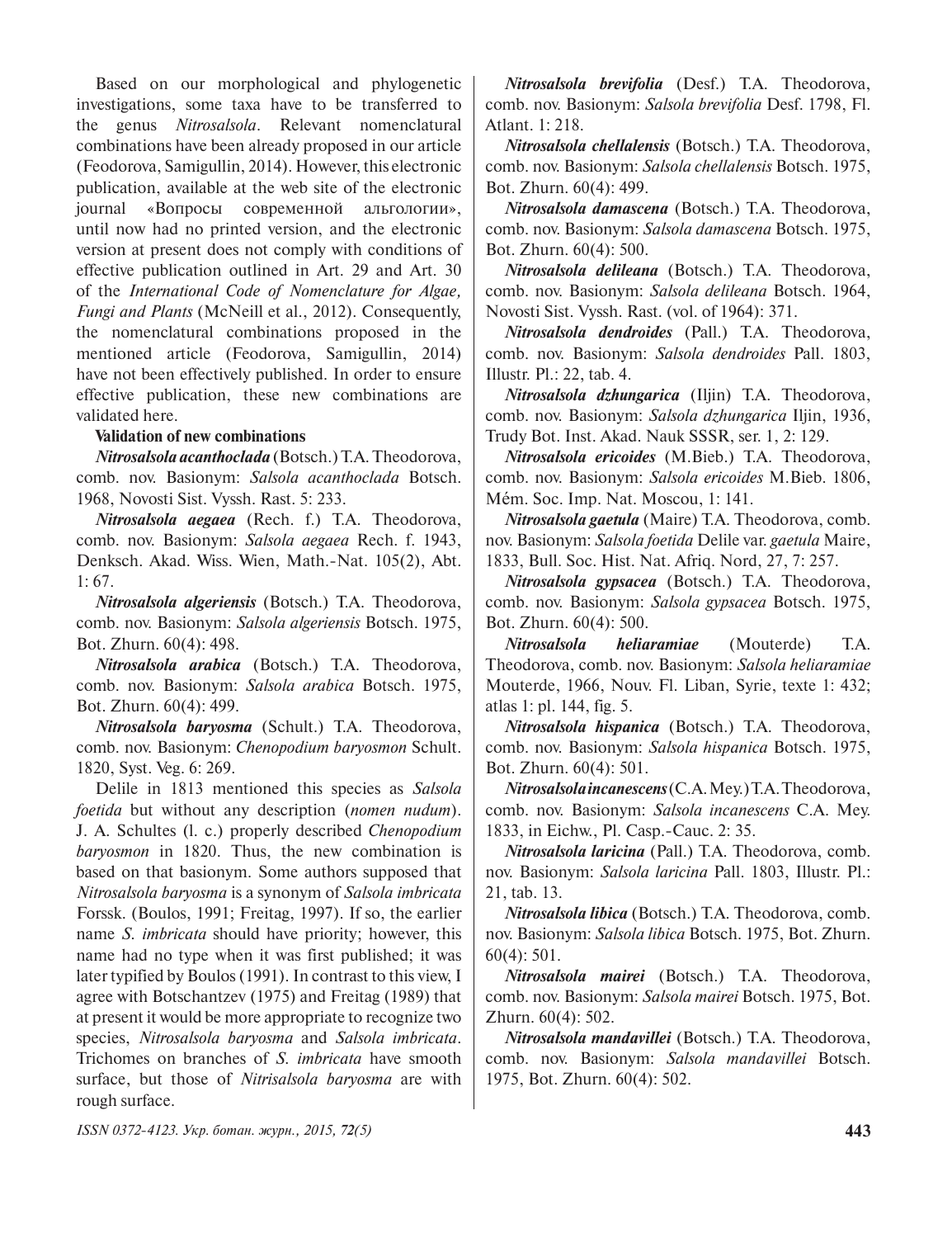Based on our morphological and phylogenetic investigations, some taxa have to be transferred to the genus *Nitrosalsola*. Relevant nomenclatural combinations have been already proposed in our article (Feodorova, Samigullin, 2014). However, this electronic publication, available at the web site of the electronic journal «Вопросы современной альгологии», until now had no printed version, and the electronic version at present does not comply with conditions of effective publication outlined in Art. 29 and Art. 30 of the *International Code of Nomenclature for Algae, Fungi and Plants* (McNeill et al., 2012). Consequently, the nomenclatural combinations proposed in the mentioned article (Feodorova, Samigullin, 2014) have not been effectively published. In order to ensure effective publication, these new combinations are validated here.

**Validation of new combinations**

***Nitrosalsola acanthoclada*** (Botsch.) T.A. Theodorova, comb. nov. Basionym: *Salsola acanthoclada* Botsch. 1968, Novosti Sist. Vyssh. Rast. 5: 233.

***Nitrosalsola aegaea*** (Rech. f.) T.A. Theodorova, comb. nov. Basionym: *Salsola aegaea* Rech. f. 1943, Denksch. Akad. Wiss. Wien, Math.-Nat. 105(2), Abt. 1: 67.

***Nitrosalsola algeriensis*** (Botsch.) T.A. Theodorova, comb. nov. Basionym: *Salsola algeriensis* Botsch. 1975, Bot. Zhurn. 60(4): 498.

***Nitrosalsola arabica*** (Botsch.) T.A. Theodorova, comb. nov. Basionym: *Salsola arabica* Botsch. 1975, Bot. Zhurn. 60(4): 499.

***Nitrosalsola baryosma*** (Schult.) T.A. Theodorova, comb. nov. Basionym: *Chenopodium baryosmon* Schult. 1820, Syst. Veg. 6: 269.

Delile in 1813 mentioned this species as *Salsola foetida* but without any description (*nomen nudum*). J. A. Schultes (l. c.) properly described *Chenopodium baryosmon* in 1820. Thus, the new combination is based on that basionym. Some authors supposed that *Nitrosalsola baryosma* is a synonym of *Salsola imbricata* Forssk. (Boulos, 1991; Freitag, 1997). If so, the earlier name *S. imbricata* should have priority; however, this name had no type when it was first published; it was later typified by Boulos (1991). In contrast to this view, I agree with Botschantzev (1975) and Freitag (1989) that at present it would be more appropriate to recognize two species, *Nitrosalsola baryosma* and *Salsola imbricata*. Trichomes on branches of *S. imbricata* have smooth surface, but those of *Nitrisalsola baryosma* are with rough surface.

***Nitrosalsola brevifolia*** (Desf.) T.A. Theodorova, comb. nov. Basionym: *Salsola brevifolia* Desf. 1798, Fl. Atlant. 1: 218.

***Nitrosalsola chellalensis*** (Botsch.) T.A. Theodorova, comb. nov. Basionym: *Salsola chellalensis* Botsch. 1975, Bot. Zhurn. 60(4): 499.

***Nitrosalsola damascena*** (Botsch.) T.A. Theodorova, comb. nov. Basionym: *Salsola damascena* Botsch. 1975, Bot. Zhurn. 60(4): 500.

***Nitrosalsola delileana*** (Botsch.) T.A. Theodorova, comb. nov. Basionym: *Salsola delileana* Botsch. 1964, Novosti Sist. Vyssh. Rast. (vol. of 1964): 371.

***Nitrosalsola dendroides*** (Pall.) T.A. Theodorova, comb. nov. Basionym: *Salsola dendroides* Pall. 1803, Illustr. Pl.: 22, tab. 4.

***Nitrosalsola dzhungarica*** (Iljin) T.A. Theodorova, comb. nov. Basionym: *Salsola dzhungarica* Iljin, 1936, Trudy Bot. Inst. Akad. Nauk SSSR, ser. 1, 2: 129.

***Nitrosalsola ericoides*** (M.Bieb.) T.A. Theodorova, comb. nov. Basionym: *Salsola ericoides* M.Bieb. 1806, Mém. Soc. Imp. Nat. Moscou, 1: 141.

***Nitrosalsola gaetula*** (Maire) T.A. Theodorova, comb. nov. Basionym: *Salsola foetida* Delile var. *gaetula* Maire, 1833, Bull. Soc. Hist. Nat. Afriq. Nord, 27, 7: 257.

***Nitrosalsola gypsacea*** (Botsch.) T.A. Theodorova, comb. nov. Basionym: *Salsola gypsacea* Botsch. 1975, Bot. Zhurn. 60(4): 500.

***Nitrosalsola heliaramiae*** (Mouterde) T.A. Theodorova, comb. nov. Basionym: *Salsola heliaramiae* Mouterde, 1966, Nouv. Fl. Liban, Syrie, texte 1: 432; atlas 1: pl. 144, fig. 5.

***Nitrosalsola hispanica*** (Botsch.) T.A. Theodorova, comb. nov. Basionym: *Salsola hispanica* Botsch. 1975, Bot. Zhurn. 60(4): 501.

***Nitrosalsola incanescens*** (C.A. Mey.) T.A. Theodorova, comb. nov. Basionym: *Salsola incanescens* C.A. Mey. 1833, in Eichw., Pl. Casp.-Cauc. 2: 35.

***Nitrosalsola laricina*** (Pall.) T.A. Theodorova, comb. nov. Basionym: *Salsola laricina* Pall. 1803, Illustr. Pl.: 21, tab. 13.

***Nitrosalsola libica*** (Botsch.) T.A. Theodorova, comb. nov. Basionym: *Salsola libica* Botsch. 1975, Bot. Zhurn. 60(4): 501.

***Nitrosalsola mairei*** (Botsch.) T.A. Theodorova, comb. nov. Basionym: *Salsola mairei* Botsch. 1975, Bot. Zhurn. 60(4): 502.

***Nitrosalsola mandavillei*** (Botsch.) T.A. Theodorova, comb. nov. Basionym: *Salsola mandavillei* Botsch. 1975, Bot. Zhurn. 60(4): 502.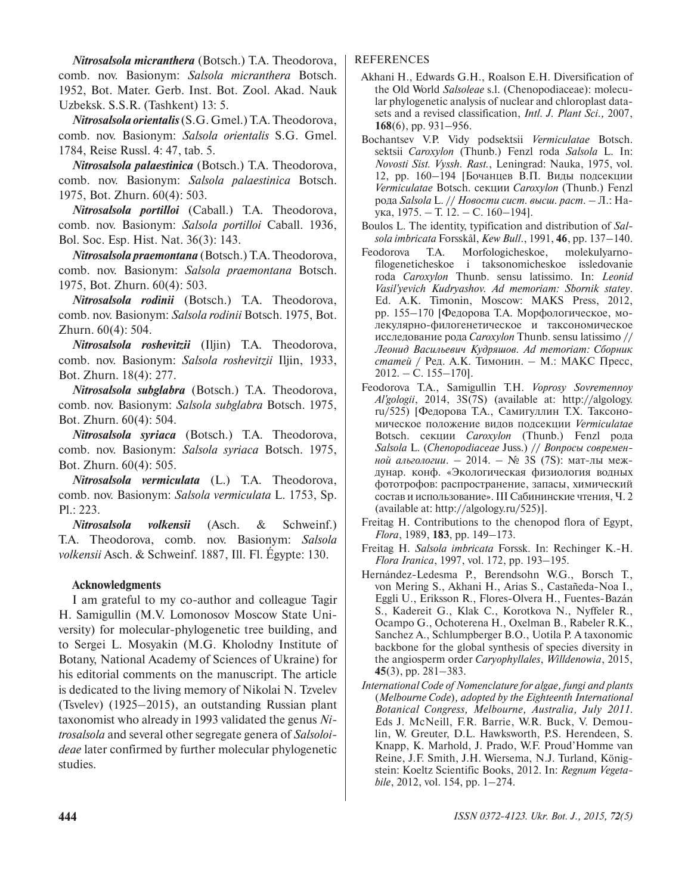***Nitrosalsola micranthera*** (Botsch.) T.A. Theodorova, comb. nov. Basionym: *Salsola micranthera* Botsch. 1952, Bot. Mater. Gerb. Inst. Bot. Zool. Akad. Nauk Uzbeksk. S.S.R. (Tashkent) 13: 5.

***Nitrosalsola orientalis*** (S.G. Gmel.) T.A. Theodorova, comb. nov. Basionym: *Salsola orientalis* S.G. Gmel. 1784, Reise Russl. 4: 47, tab. 5.

***Nitrosalsola palaestinica*** (Botsch.) T.A. Theodorova, comb. nov. Basionym: *Salsola palaestinica* Botsch. 1975, Bot. Zhurn. 60(4): 503.

***Nitrosalsola portilloi*** (Caball.) T.A. Theodorova, comb. nov. Basionym: *Salsola portilloi* Caball. 1936, Bol. Soc. Esp. Hist. Nat. 36(3): 143.

***Nitrosalsola praemontana*** (Botsch.) T.A. Theodorova, comb. nov. Basionym: *Salsola praemontana* Botsch. 1975, Bot. Zhurn. 60(4): 503.

***Nitrosalsola rodinii*** (Botsch.) T.A. Theodorova, comb. nov. Basionym: *Salsola rodinii* Botsch. 1975, Bot. Zhurn. 60(4): 504.

***Nitrosalsola roshevitzii*** (Iljin) T.A. Theodorova, comb. nov. Basionym: *Salsola roshevitzii* Iljin, 1933, Bot. Zhurn. 18(4): 277.

***Nitrosalsola subglabra*** (Botsch.) T.A. Theodorova, comb. nov. Basionym: *Salsola subglabra* Botsch. 1975, Bot. Zhurn. 60(4): 504.

***Nitrosalsola syriaca*** (Botsch.) T.A. Theodorova, comb. nov. Basionym: *Salsola syriaca* Botsch. 1975, Bot. Zhurn. 60(4): 505.

***Nitrosalsola vermiculata*** (L.) T.A. Theodorova, comb. nov. Basionym: *Salsola vermiculata* L. 1753, Sp. Pl.: 223.

***Nitrosalsola volkensii*** (Asch. & Schweinf.) T.A. Theodorova, comb. nov. Basionym: *Salsola volkensii* Asch. & Schweinf. 1887, Ill. Fl. Égypte: 130.

### Acknowledgments

I am grateful to my co-author and colleague Tagir H. Samigullin (M.V. Lomonosov Moscow State University) for molecular-phylogenetic tree building, and to Sergei L. Mosyakin (M.G. Kholodny Institute of Botany, National Academy of Sciences of Ukraine) for his editorial comments on the manuscript. The article is dedicated to the living memory of Nikolai N. Tzvelev (Tsvelev) (1925–2015), an outstanding Russian plant taxonomist who already in 1993 validated the genus *Nitrosalsola* and several other segregate genera of *Salsoloideae* later confirmed by further molecular phylogenetic studies.

## REFERENCES

Akhani H., Edwards G.H., Roalson E.H. Diversification of the Old World *Salsoleae* s.l. (Chenopodiaceae): molecular phylogenetic analysis of nuclear and chloroplast datasets and a revised classification, *Intl. J. Plant Sci.,* 2007, **168**(6), pp. 931–956.

Bochantsev V.P. Vidy podsektsii *Vermiculatae* Botsch. sektsii *Caroxylon* (Thunb.) Fenzl roda *Salsola* L. In: *Novosti Sist. Vyssh. Rast.*, Leningrad: Nauka, 1975, vol. 12, pp. 160–194 [Бочанцев В.П. Виды подсекции *Vermiculatae* Botsch. секции *Caroxylon* (Thunb.) Fenzl рода *Salsola* L. // *Новости сист. высш. раст.* – Л.: Наука, 1975. – Т. 12. – С. 160–194].

Boulos L. The identity, typification and distribution of *Salsola imbricata* Forsskål, *Kew Bull.*, 1991, **46**, pp. 137–140.

Feodorova T.A. Morfologicheskoe, molekulyarno-filogeneticheskoe i taksonomicheskoe issledovanie roda *Caroxylon* Thunb. sensu latissimo. In: *Leonid Vasil'yevich Kudryashov. Ad memoriam: Sbornik statey*. Ed. A.K. Timonin, Moscow: MAKS Press, 2012, pp. 155–170 [Федорова Т.А. Морфологическое, молекулярно-филогенетическое и таксономическое исследование рода *Caroxylon* Thunb. sensu latissimo // *Леонид Васильевич Кудряшов. Ad memoriam: Сборник статей* / Ред. А.К. Тимонин. – М.: МАКС Пресс, 2012. – С. 155–170].

Feodorova T.A., Samigullin T.H. *Voprosy Sovremennoy Al'gologii*, 2014, 3S(7S) (available at: http://algology.ru/525) [Федорова Т.А., Самигуллин Т.Х. Таксономическое положение видов подсекции *Vermiculatae* Botsch. секции *Caroxylon* (Thunb.) Fenzl рода *Salsola* L. (*Chenopodiaceae* Juss.) // *Вопросы современной альгологии*. – 2014. – № 3S (7S): мат-лы междунар. конф. «Экологическая физиология водных фототрофов: распространение, запасы, химический состав и использование». III Сабининские чтения, Ч. 2 (available at: http://algology.ru/525)].

Freitag H. Contributions to the chenopod flora of Egypt, *Flora*, 1989, **183**, pp. 149–173.

Freitag H. *Salsola imbricata* Forssk. In: Rechinger K.-H. *Flora Iranica*, 1997, vol. 172, pp. 193–195.

Hernández-Ledesma P., Berendsohn W.G., Borsch T., von Mering S., Akhani H., Arias S., Castañeda-Noa I., Eggli U., Eriksson R., Flores-Olvera H., Fuentes-Bazán S., Kadereit G., Klak C., Korotkova N., Nyffeler R., Ocampo G., Ochoterena H., Oxelman B., Rabeler R.K., Sanchez A., Schlumpberger B.O., Uotila P. A taxonomic backbone for the global synthesis of species diversity in the angiosperm order *Caryophyllales*, *Willdenowia*, 2015, **45**(3), pp. 281–383.

*International Code of Nomenclature for algae, fungi and plants (Melbourne Code), adopted by the Eighteenth International Botanical Congress, Melbourne, Australia, July 2011.* Eds J. McNeill, F.R. Barrie, W.R. Buck, V. Demoulin, W. Greuter, D.L. Hawksworth, P.S. Herendeen, S. Knapp, K. Marhold, J. Prado, W.F. Proud'Homme van Reine, J.F. Smith, J.H. Wiersema, N.J. Turland, Königstein: Koeltz Scientific Books, 2012. In: *Regnum Vegetabile*, 2012, vol. 154, pp. 1–274.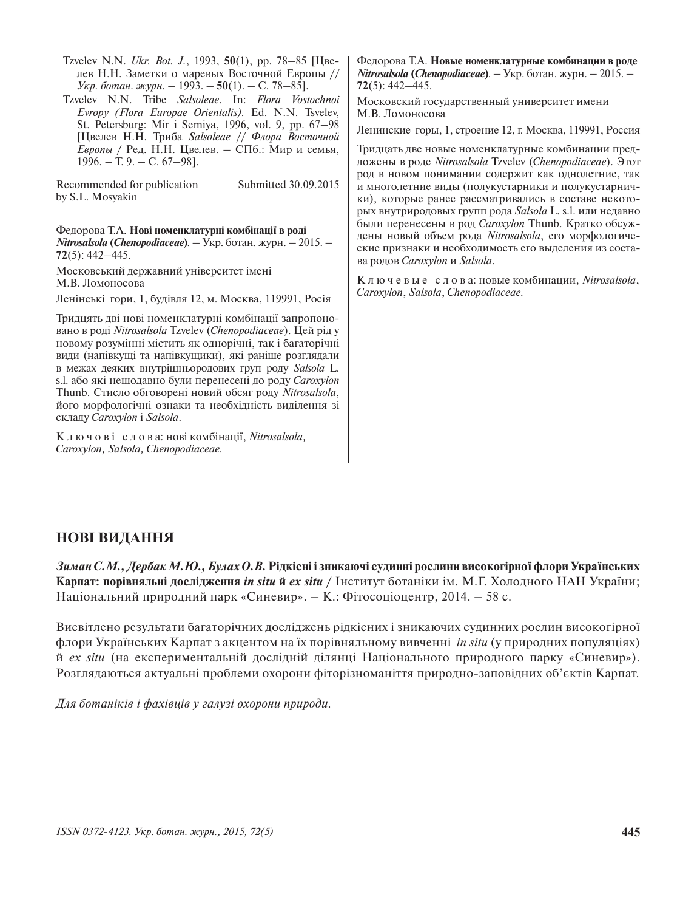Tzvelev N.N. *Ukr. Bot. J.*, 1993, **50**(1), pp. 78–85 [Цвелев Н.Н. Заметки о маревых Восточной Европы // *Укр. ботан. журн.* – 1993. – **50**(1). – С. 78–85].

Tzvelev N.N. Tribe *Salsoleae*. In: *Flora Vostochnoi Evropy (Flora Europae Orientalis)*. Ed. N.N. Tsvelev, St. Petersburg: Mir i Semiya, 1996, vol. 9, pp. 67–98 [Цвелев Н.Н. Триба *Salsoleae* // *Флора Восточной Европы* / Ред. Н.Н. Цвелев. – СПб.: Мир и семья, 1996. – Т. 9. – С. 67–98].

Recommended for publication by S.L. Mosyakin

Submitted 30.09.2015

Федорова Т.А. **Нові номенклатурні комбінації в роді *Nitrosalsola* (*Chenopodiaceae*)**. – Укр. ботан. журн. – 2015. – **72**(5): 442–445.

Московський державний університет імені М.В. Ломоносова

Ленінські гори, 1, будівля 12, м. Москва, 119991, Росія

Тридцять дві нові номенклатурні комбінації запропоновано в роді *Nitrosalsola* Tzvelev (*Chenopodiaceae*). Цей рід у новому розумінні містить як однорічні, так і багаторічні види (напівкущі та напівкущики), які раніше розглядали в межах деяких внутрішньородових груп роду *Salsola* L. s.l. або які нещодавно були перенесені до роду *Caroxylon* Thunb. Стисло обговорені новий обсяг роду *Nitrosalsola*, його морфологічні ознаки та необхідність виділення зі складу *Caroxylon* і *Salsola*.

К л ю ч о в і  с л о в а: нові комбінації, *Nitrosalsola, Caroxylon, Salsola, Chenopodiaceae.*

Федорова Т.А. **Новые номенклатурные комбинации в роде *Nitrosalsola* (*Chenopodiaceae*)**. – Укр. ботан. журн. – 2015. – **72**(5): 442–445.

Московский государственный университет имени М.В. Ломоносова

Ленинские горы, 1, строение 12, г. Москва, 119991, Россия

Тридцать две новые номенклатурные комбинации предложены в роде *Nitrosalsola* Tzvelev (*Chenopodiaceae*). Этот род в новом понимании содержит как однолетние, так и многолетние виды (полукустарники и полукустарнички), которые ранее рассматривались в составе некоторых внутриродовых групп рода *Salsola* L. s.l. или недавно были перенесены в род *Caroxylon* Thunb. Кратко обсуждены новый объем рода *Nitrosalsola*, его морфологические признаки и необходимость его выделения из состава родов *Caroxylon* и *Salsola*.

К л ю ч е в ы е  с л о в а: новые комбинации, *Nitrosalsola*, *Caroxylon*, *Salsola*, *Chenopodiaceae.*

## НОВІ ВИДАННЯ

***Зиман С.М., Дербак М.Ю., Булах О.В.* Рідкісні і зникаючі судинні рослини високогірної флори Українських Карпат: порівняльні дослідження *in situ* й *ex situ*** / Інститут ботаніки ім. М.Г. Холодного НАН України; Національний природний парк «Синевир». – К.: Фітосоціоцентр, 2014. – 58 с.

Висвітлено результати багаторічних досліджень рідкісних і зникаючих судинних рослин високогірної флори Українських Карпат з акцентом на їх порівняльному вивченні *in situ* (у природних популяціях) й *ex situ* (на експериментальній дослідній ділянці Національного природного парку «Синевир»). Розглядаються актуальні проблеми охорони фіторізноманіття природно-заповідних об'єктів Карпат.

*Для ботаніків і фахівців у галузі охорони природи.*